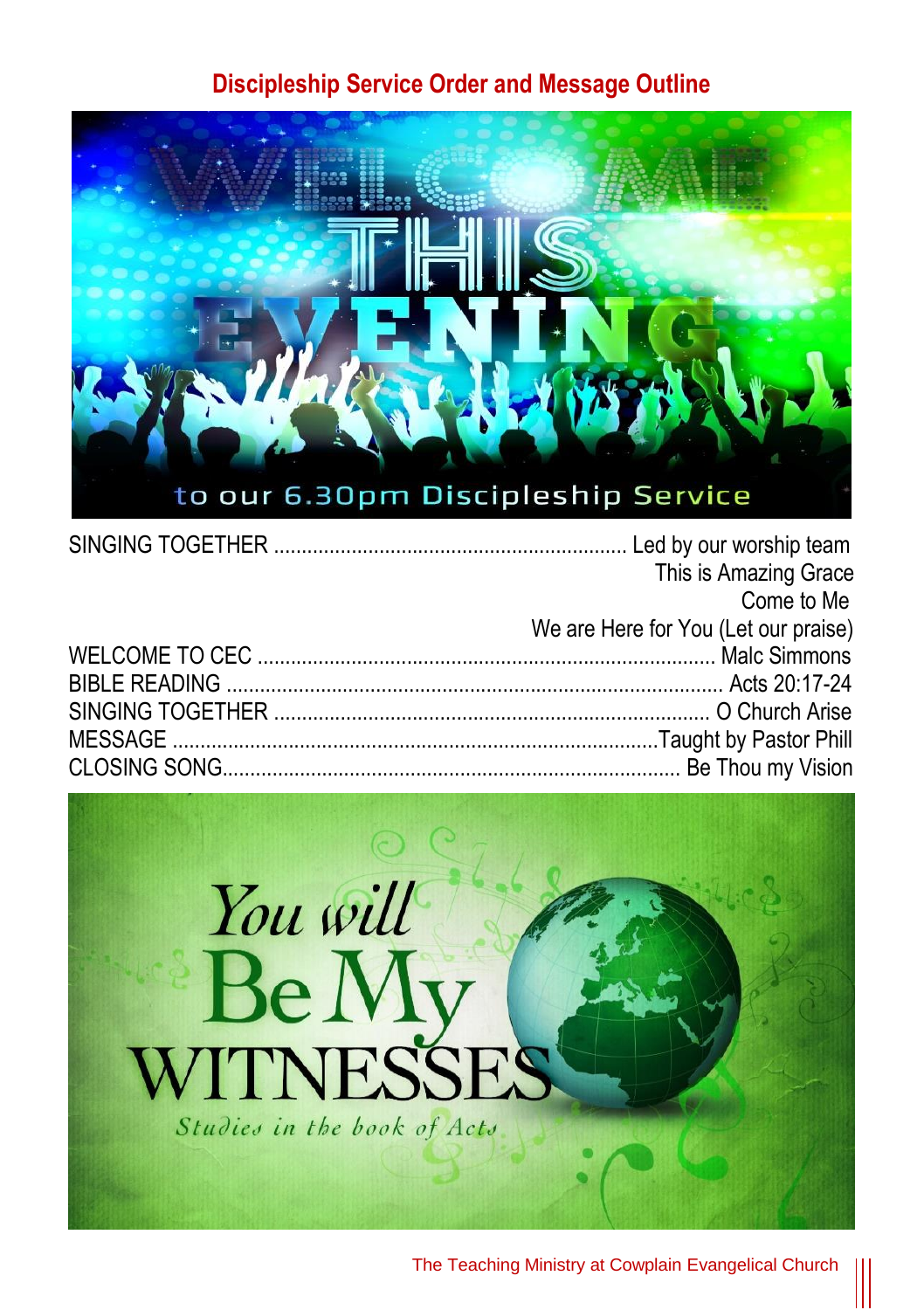## Discipleship Service Order and Message Outline

SINGING TOGETHER ................................................................ Led by our worship team
This is Amazing Grace
Come to Me
We are Here for You (Let our praise)

WELCOME TO CEC .................................................................................. Malc Simmons

BIBLE READING ......................................................................................... Acts 20:17-24

SINGING TOGETHER .............................................................................. O Church Arise

MESSAGE ........................................................................................Taught by Pastor Phill

CLOSING SONG.................................................................................. Be Thou my Vision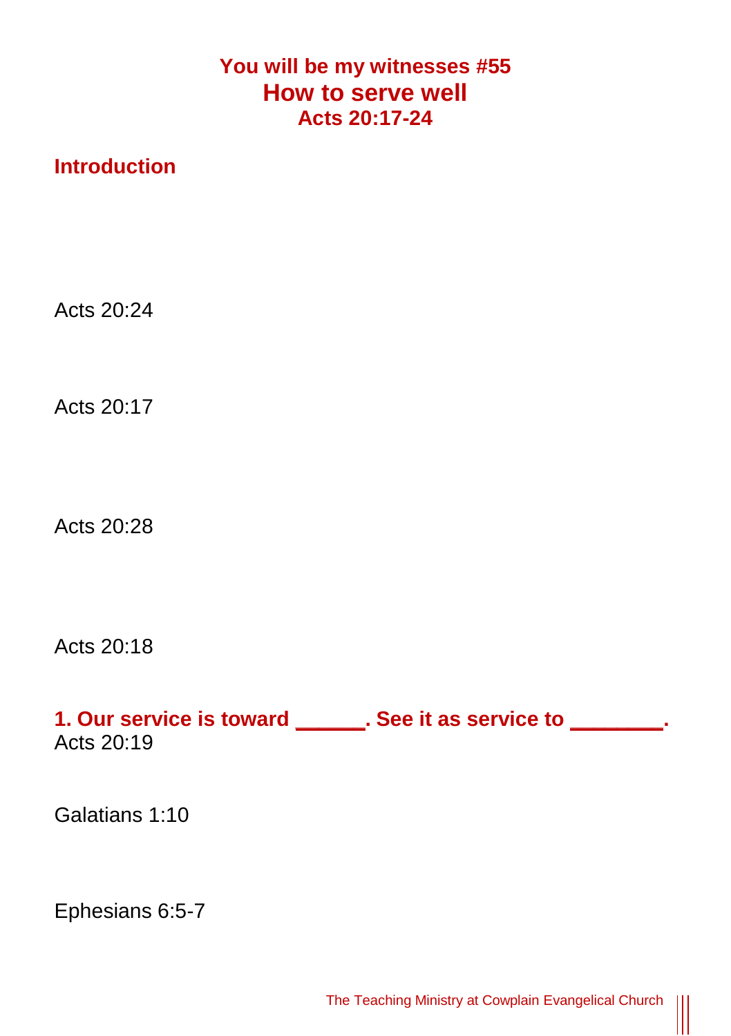**You will be my witnesses #55**

# How to serve well

**Acts 20:17-24**

## Introduction

Acts 20:24

Acts 20:17

Acts 20:28

Acts 20:18

### 1. Our service is toward ______. See it as service to ________.

Acts 20:19

Galatians 1:10

Ephesians 6:5-7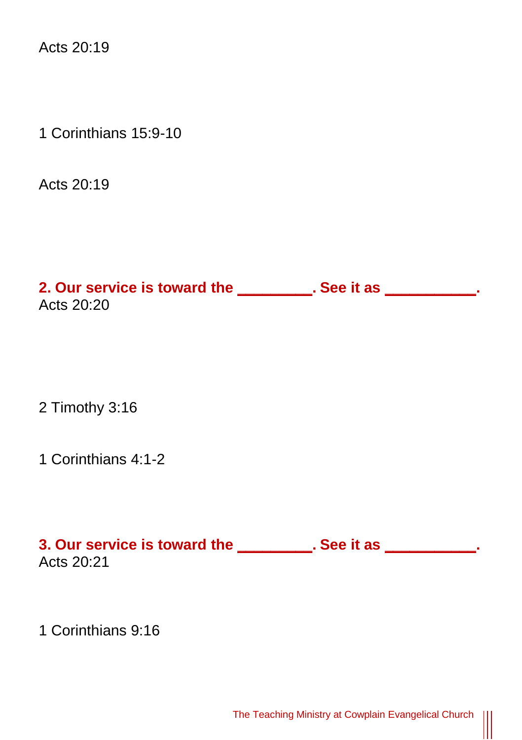Acts 20:19

1 Corinthians 15:9-10

Acts 20:19

**2. Our service is toward the _________. See it as ___________.**
Acts 20:20

2 Timothy 3:16

1 Corinthians 4:1-2

**3. Our service is toward the _________. See it as ___________.**
Acts 20:21

1 Corinthians 9:16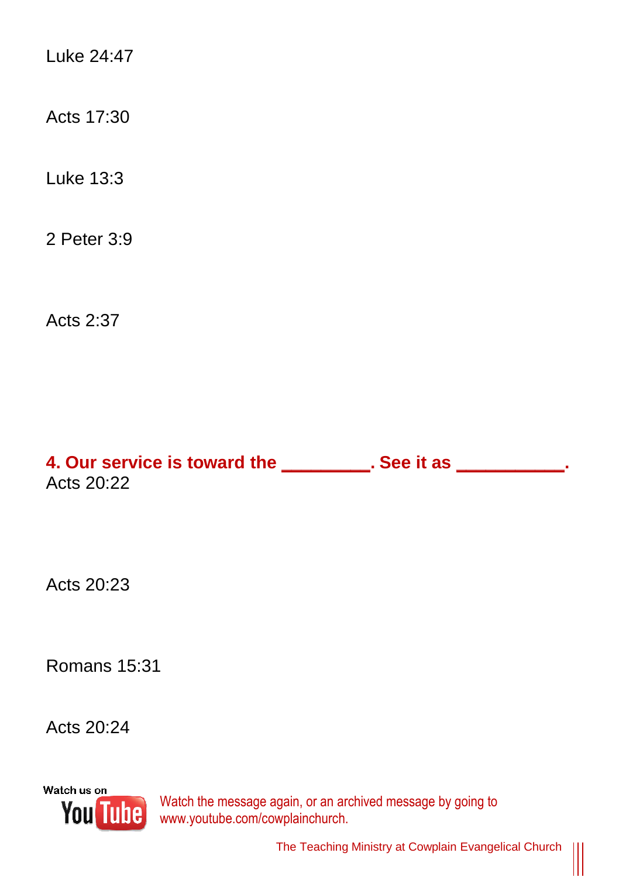Luke 24:47

Acts 17:30

Luke 13:3

2 Peter 3:9

Acts 2:37

**4. Our service is toward the ________. See it as __________.**

Acts 20:22

Acts 20:23

Romans 15:31

Acts 20:24

Watch us on YouTube

Watch the message again, or an archived message by going to www.youtube.com/cowplainchurch.